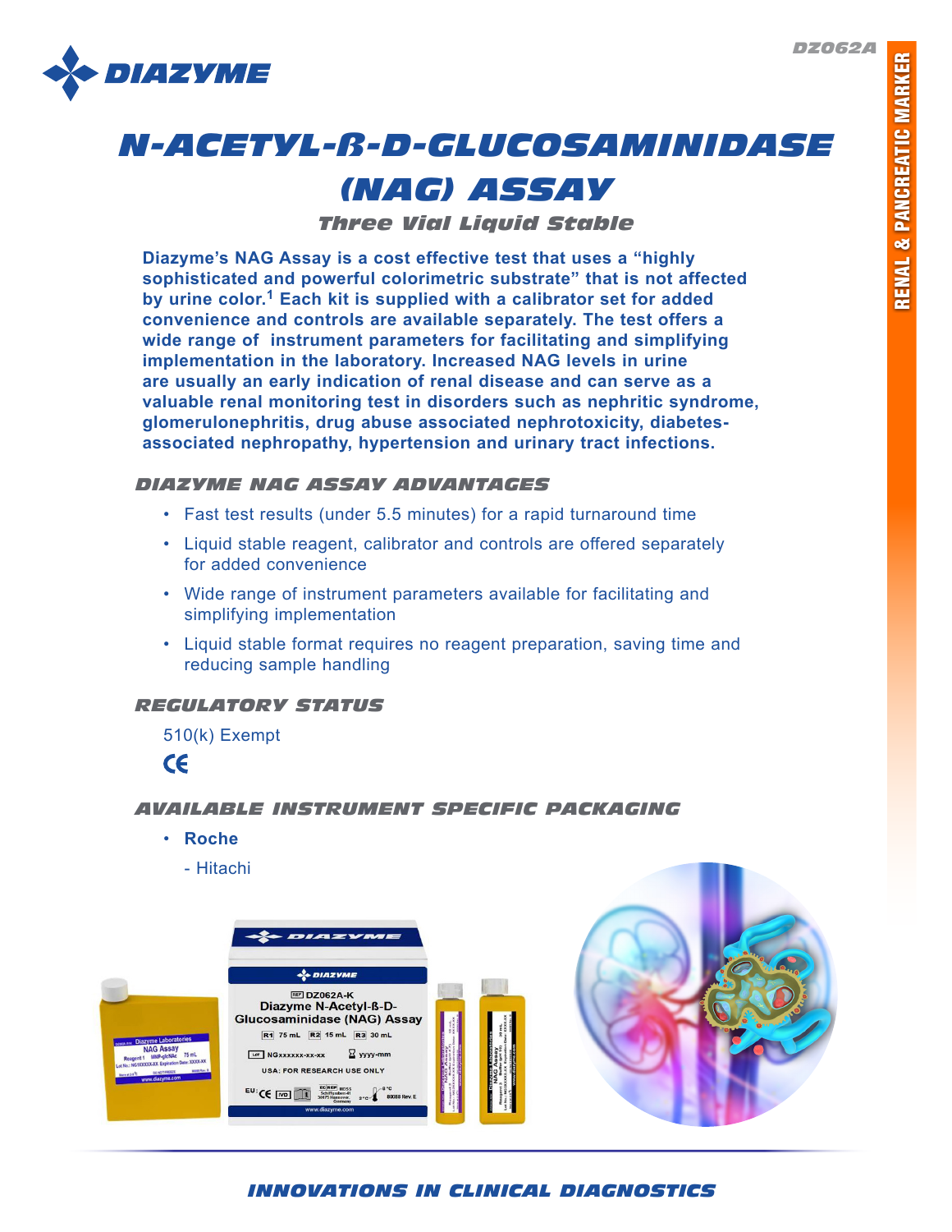DZ062A

RENAL & PANCREATIC MARKER

# N-ACETYL-ß-D-GLUCOSAMINIDASE (NAG) ASSAY

### Three Vial Liquid Stable

**Diazyme's NAG Assay is a cost effective test that uses a "highly sophisticated and powerful colorimetric substrate" that is not affected by urine color.[1] Each kit is supplied with a calibrator set for added convenience and controls are available separately. The test offers a wide range of instrument parameters for facilitating and simplifying implementation in the laboratory. Increased NAG levels in urine are usually an early indication of renal disease and can serve as a valuable renal monitoring test in disorders such as nephritic syndrome, glomerulonephritis, drug abuse associated nephrotoxicity, diabetes-associated nephropathy, hypertension and urinary tract infections.**

## DIAZYME NAG ASSAY ADVANTAGES

- Fast test results (under 5.5 minutes) for a rapid turnaround time
- Liquid stable reagent, calibrator and controls are offered separately for added convenience
- Wide range of instrument parameters available for facilitating and simplifying implementation
- Liquid stable format requires no reagent preparation, saving time and reducing sample handling

## REGULATORY STATUS

510(k) Exempt

CE

## AVAILABLE INSTRUMENT SPECIFIC PACKAGING

- **Roche**
  - Hitachi

INNOVATIONS IN CLINICAL DIAGNOSTICS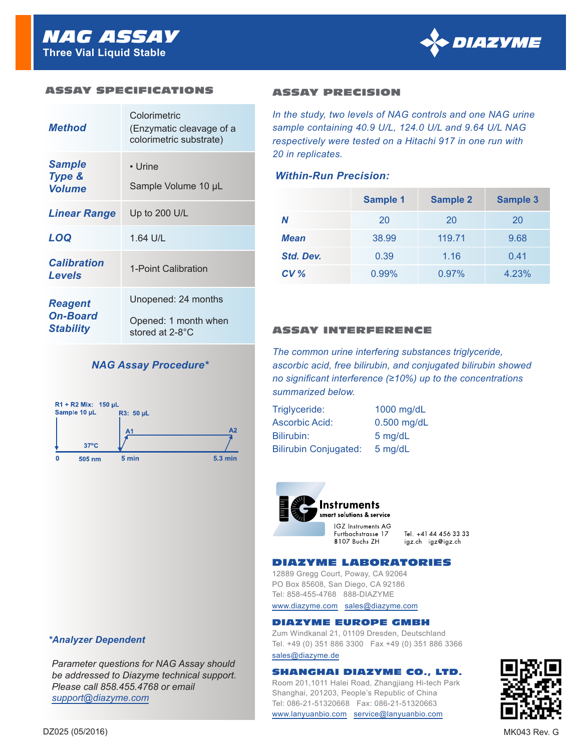# NAG ASSAY

**Three Vial Liquid Stable**

DIAZYME

## ASSAY SPECIFICATIONS

| | |
|---|---|
| ***Method*** | Colorimetric (Enzymatic cleavage of a colorimetric substrate) |
| ***Sample Type & Volume*** | • Urine<br>Sample Volume 10 µL |
| ***Linear Range*** | Up to 200 U/L |
| ***LOQ*** | 1.64 U/L |
| ***Calibration Levels*** | 1-Point Calibration |
| ***Reagent On-Board Stability*** | Unopened: 24 months<br>Opened: 1 month when stored at 2-8°C |

### *NAG Assay Procedure**

R1 + R2 Mix: 150 µL
Sample 10 µL
R3: 50 µL
A1
A2
37°C
0
505 nm
5 min
5.3 min

****Analyzer Dependent***

*Parameter questions for NAG Assay should be addressed to Diazyme technical support. Please call 858.455.4768 or email support@diazyme.com*

## ASSAY PRECISION

*In the study, two levels of NAG controls and one NAG urine sample containing 40.9 U/L, 124.0 U/L and 9.64 U/L NAG respectively were tested on a Hitachi 917 in one run with 20 in replicates.*

### *Within-Run Precision:*

| | Sample 1 | Sample 2 | Sample 3 |
|---|---|---|---|
| ***N*** | 20 | 20 | 20 |
| ***Mean*** | 38.99 | 119.71 | 9.68 |
| ***Std. Dev.*** | 0.39 | 1.16 | 0.41 |
| ***CV %*** | 0.99% | 0.97% | 4.23% |

## ASSAY INTERFERENCE

*The common urine interfering substances triglyceride, ascorbic acid, free bilirubin, and conjugated bilirubin showed no significant interference (≥10%) up to the concentrations summarized below.*

| | |
|---|---|
| Triglyceride: | 1000 mg/dL |
| Ascorbic Acid: | 0.500 mg/dL |
| Bilirubin: | 5 mg/dL |
| Bilirubin Conjugated: | 5 mg/dL |

IGZ Instruments
smart solutions & service

IGZ Instruments AG
Furtbachstrasse 17
8107 Buchs ZH

Tel. +41 44 456 33 33
igz.ch igz@igz.ch

**DIAZYME LABORATORIES**

12889 Gregg Court, Poway, CA 92064
PO Box 85608, San Diego, CA 92186
Tel: 858-455-4768 888-DIAZYME
www.diazyme.com sales@diazyme.com

**DIAZYME EUROPE GMBH**

Zum Windkanal 21, 01109 Dresden, Deutschland
Tel. +49 (0) 351 886 3300 Fax +49 (0) 351 886 3366
sales@diazyme.de

**SHANGHAI DIAZYME CO., LTD.**

Room 201,1011 Halei Road, Zhangjiang Hi-tech Park
Shanghai, 201203, People's Republic of China
Tel: 086-21-51320668 Fax: 086-21-51320663
www.lanyuanbio.com service@lanyuanbio.com

DZ025 (05/2016)

MK043 Rev. G